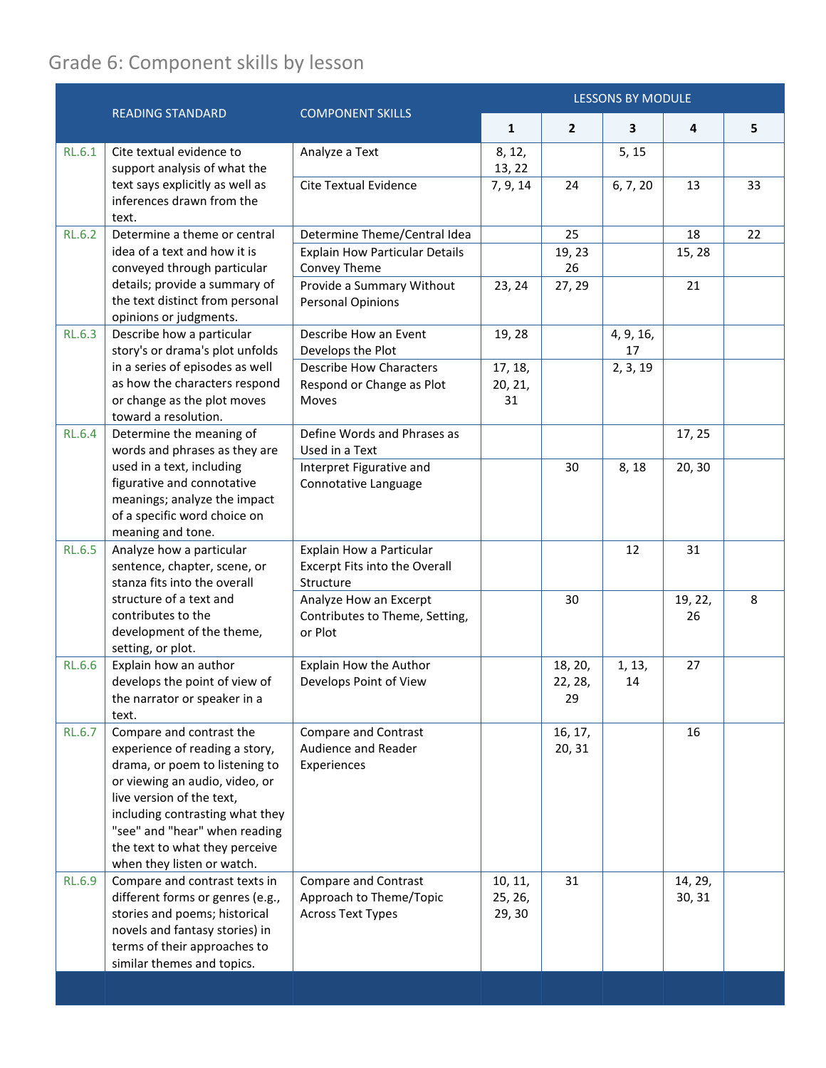# Grade 6: Component skills by lesson

| | READING STANDARD | COMPONENT SKILLS | LESSONS BY MODULE | | | | |
|---|---|---|---|---|---|---|---|
| | | | 1 | 2 | 3 | 4 | 5 |
| RL.6.1 | Cite textual evidence to support analysis of what the text says explicitly as well as inferences drawn from the text. | Analyze a Text | 8, 12, 13, 22 | | 5, 15 | | |
| | | Cite Textual Evidence | 7, 9, 14 | 24 | 6, 7, 20 | 13 | 33 |
| RL.6.2 | Determine a theme or central idea of a text and how it is conveyed through particular details; provide a summary of the text distinct from personal opinions or judgments. | Determine Theme/Central Idea | | 25 | | 18 | 22 |
| | | Explain How Particular Details Convey Theme | | 19, 23 26 | | 15, 28 | |
| | | Provide a Summary Without Personal Opinions | 23, 24 | 27, 29 | | 21 | |
| RL.6.3 | Describe how a particular story's or drama's plot unfolds in a series of episodes as well as how the characters respond or change as the plot moves toward a resolution. | Describe How an Event Develops the Plot | 19, 28 | | 4, 9, 16, 17 | | |
| | | Describe How Characters Respond or Change as Plot Moves | 17, 18, 20, 21, 31 | | 2, 3, 19 | | |
| RL.6.4 | Determine the meaning of words and phrases as they are used in a text, including figurative and connotative meanings; analyze the impact of a specific word choice on meaning and tone. | Define Words and Phrases as Used in a Text | | | | 17, 25 | |
| | | Interpret Figurative and Connotative Language | | 30 | 8, 18 | 20, 30 | |
| RL.6.5 | Analyze how a particular sentence, chapter, scene, or stanza fits into the overall structure of a text and contributes to the development of the theme, setting, or plot. | Explain How a Particular Excerpt Fits into the Overall Structure | | | 12 | 31 | |
| | | Analyze How an Excerpt Contributes to Theme, Setting, or Plot | | 30 | | 19, 22, 26 | 8 |
| RL.6.6 | Explain how an author develops the point of view of the narrator or speaker in a text. | Explain How the Author Develops Point of View | | 18, 20, 22, 28, 29 | 1, 13, 14 | 27 | |
| RL.6.7 | Compare and contrast the experience of reading a story, drama, or poem to listening to or viewing an audio, video, or live version of the text, including contrasting what they "see" and "hear" when reading the text to what they perceive when they listen or watch. | Compare and Contrast Audience and Reader Experiences | | 16, 17, 20, 31 | | 16 | |
| RL.6.9 | Compare and contrast texts in different forms or genres (e.g., stories and poems; historical novels and fantasy stories) in terms of their approaches to similar themes and topics. | Compare and Contrast Approach to Theme/Topic Across Text Types | 10, 11, 25, 26, 29, 30 | 31 | | 14, 29, 30, 31 | |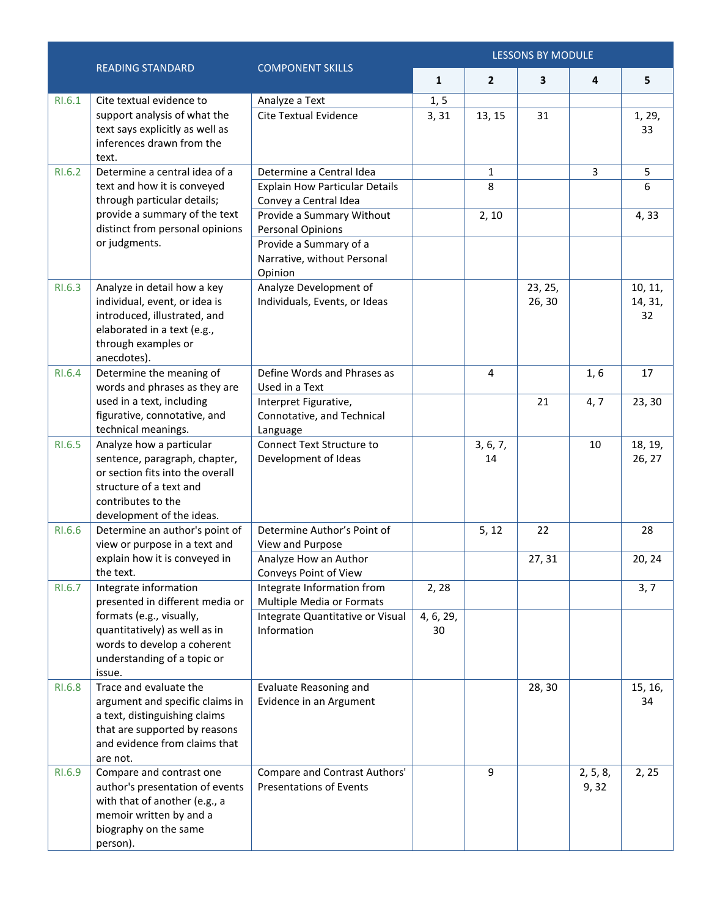| | READING STANDARD | COMPONENT SKILLS | LESSONS BY MODULE | | | | |
|---|---|---|---|---|---|---|---|
| | | | 1 | 2 | 3 | 4 | 5 |
| RI.6.1 | Cite textual evidence to support analysis of what the text says explicitly as well as inferences drawn from the text. | Analyze a Text | 1, 5 | | | | |
| | | Cite Textual Evidence | 3, 31 | 13, 15 | 31 | | 1, 29, 33 |
| RI.6.2 | Determine a central idea of a text and how it is conveyed through particular details; provide a summary of the text distinct from personal opinions or judgments. | Determine a Central Idea | | 1 | | 3 | 5 |
| | | Explain How Particular Details Convey a Central Idea | | 8 | | | 6 |
| | | Provide a Summary Without Personal Opinions | | 2, 10 | | | 4, 33 |
| | | Provide a Summary of a Narrative, without Personal Opinion | | | | | |
| RI.6.3 | Analyze in detail how a key individual, event, or idea is introduced, illustrated, and elaborated in a text (e.g., through examples or anecdotes). | Analyze Development of Individuals, Events, or Ideas | | | 23, 25, 26, 30 | | 10, 11, 14, 31, 32 |
| RI.6.4 | Determine the meaning of words and phrases as they are used in a text, including figurative, connotative, and technical meanings. | Define Words and Phrases as Used in a Text | | 4 | | 1, 6 | 17 |
| | | Interpret Figurative, Connotative, and Technical Language | | | 21 | 4, 7 | 23, 30 |
| RI.6.5 | Analyze how a particular sentence, paragraph, chapter, or section fits into the overall structure of a text and contributes to the development of the ideas. | Connect Text Structure to Development of Ideas | | 3, 6, 7, 14 | | 10 | 18, 19, 26, 27 |
| RI.6.6 | Determine an author's point of view or purpose in a text and explain how it is conveyed in the text. | Determine Author's Point of View and Purpose | | 5, 12 | 22 | | 28 |
| | | Analyze How an Author Conveys Point of View | | | 27, 31 | | 20, 24 |
| RI.6.7 | Integrate information presented in different media or formats (e.g., visually, quantitatively) as well as in words to develop a coherent understanding of a topic or issue. | Integrate Information from Multiple Media or Formats | 2, 28 | | | | 3, 7 |
| | | Integrate Quantitative or Visual Information | 4, 6, 29, 30 | | | | |
| RI.6.8 | Trace and evaluate the argument and specific claims in a text, distinguishing claims that are supported by reasons and evidence from claims that are not. | Evaluate Reasoning and Evidence in an Argument | | | 28, 30 | | 15, 16, 34 |
| RI.6.9 | Compare and contrast one author's presentation of events with that of another (e.g., a memoir written by and a biography on the same person). | Compare and Contrast Authors' Presentations of Events | | 9 | | 2, 5, 8, 9, 32 | 2, 25 |